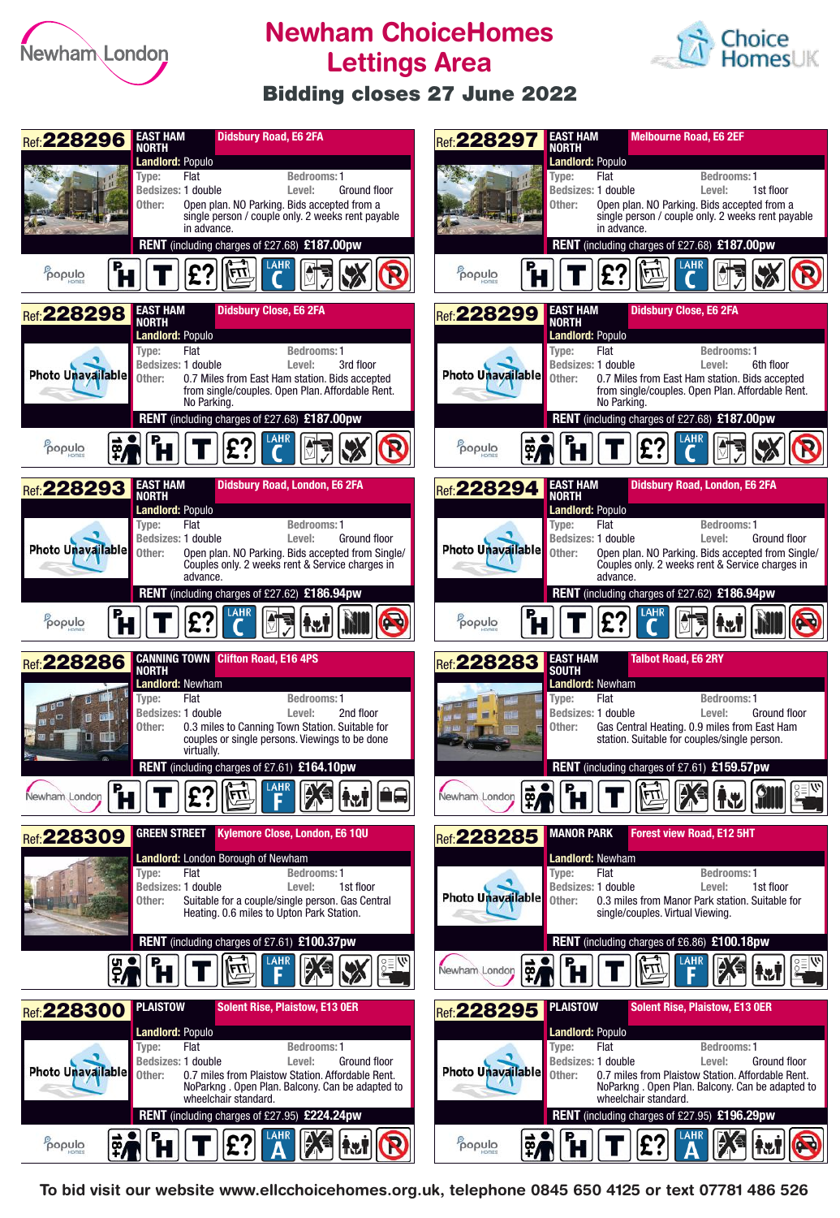# Newham ChoiceHomes Lettings Area

## Bidding closes 27 June 2022

### Ref: 228296

**EAST HAM NORTH** — Didsbury Road, E6 2FA

**Landlord:** Populo

Type: Flat — Bedrooms: 1

Bedsizes: 1 double — Level: Ground floor

Other: Open plan. NO Parking. Bids accepted from a single person / couple only. 2 weeks rent payable in advance.

**RENT** (including charges of £27.68) **£187.00pw**

LAHR C

### Ref: 228297

**EAST HAM NORTH** — Melbourne Road, E6 2EF

**Landlord:** Populo

Type: Flat — Bedrooms: 1

Bedsizes: 1 double — Level: 1st floor

Other: Open plan. NO Parking. Bids accepted from a single person / couple only. 2 weeks rent payable in advance.

**RENT** (including charges of £27.68) **£187.00pw**

LAHR C

### Ref: 228298

**EAST HAM NORTH** — Didsbury Close, E6 2FA

**Landlord:** Populo

Photo Unavailable

Type: Flat — Bedrooms: 1

Bedsizes: 1 double — Level: 3rd floor

Other: 0.7 Miles from East Ham station. Bids accepted from single/couples. Open Plan. Affordable Rent. No Parking.

**RENT** (including charges of £27.68) **£187.00pw**

18+ LAHR C

### Ref: 228299

**EAST HAM NORTH** — Didsbury Close, E6 2FA

**Landlord:** Populo

Photo Unavailable

Type: Flat — Bedrooms: 1

Bedsizes: 1 double — Level: 6th floor

Other: 0.7 Miles from East Ham station. Bids accepted from single/couples. Open Plan. Affordable Rent. No Parking.

**RENT** (including charges of £27.68) **£187.00pw**

18+ LAHR C

### Ref: 228293

**EAST HAM NORTH** — Didsbury Road, London, E6 2FA

**Landlord:** Populo

Photo Unavailable

Type: Flat — Bedrooms: 1

Bedsizes: 1 double — Level: Ground floor

Other: Open plan. NO Parking. Bids accepted from Single/ Couples only. 2 weeks rent & Service charges in advance.

**RENT** (including charges of £27.62) **£186.94pw**

LAHR C

### Ref: 228294

**EAST HAM NORTH** — Didsbury Road, London, E6 2FA

**Landlord:** Populo

Photo Unavailable

Type: Flat — Bedrooms: 1

Bedsizes: 1 double — Level: Ground floor

Other: Open plan. NO Parking. Bids accepted from Single/ Couples only. 2 weeks rent & Service charges in advance.

**RENT** (including charges of £27.62) **£186.94pw**

LAHR C

### Ref: 228286

**CANNING TOWN NORTH** — Clifton Road, E16 4PS

**Landlord:** Newham

Type: Flat — Bedrooms: 1

Bedsizes: 1 double — Level: 2nd floor

Other: 0.3 miles to Canning Town Station. Suitable for couples or single persons. Viewings to be done virtually.

**RENT** (including charges of £7.61) **£164.10pw**

LAHR F

### Ref: 228283

**EAST HAM SOUTH** — Talbot Road, E6 2RY

**Landlord:** Newham

Type: Flat — Bedrooms: 1

Bedsizes: 1 double — Level: Ground floor

Other: Gas Central Heating. 0.9 miles from East Ham station. Suitable for couples/single person.

**RENT** (including charges of £7.61) **£159.57pw**

18+

### Ref: 228309

**GREEN STREET** — Kylemore Close, London, E6 1QU

**Landlord:** London Borough of Newham

Type: Flat — Bedrooms: 1

Bedsizes: 1 double — Level: 1st floor

Other: Suitable for a couple/single person. Gas Central Heating. 0.6 miles to Upton Park Station.

**RENT** (including charges of £7.61) **£100.37pw**

50+ LAHR F

### Ref: 228285

**MANOR PARK** — Forest view Road, E12 5HT

**Landlord:** Newham

Photo Unavailable

Type: Flat — Bedrooms: 1

Bedsizes: 1 double — Level: 1st floor

Other: 0.3 miles from Manor Park station. Suitable for single/couples. Virtual Viewing.

**RENT** (including charges of £6.86) **£100.18pw**

18+ LAHR F

### Ref: 228300

**PLAISTOW** — Solent Rise, Plaistow, E13 0ER

**Landlord:** Populo

Photo Unavailable

Type: Flat — Bedrooms: 1

Bedsizes: 1 double — Level: Ground floor

Other: 0.7 miles from Plaistow Station. Affordable Rent. NoParkng . Open Plan. Balcony. Can be adapted to wheelchair standard.

**RENT** (including charges of £27.95) **£224.24pw**

18+ LAHR A

### Ref: 228295

**PLAISTOW** — Solent Rise, Plaistow, E13 0ER

**Landlord:** Populo

Photo Unavailable

Type: Flat — Bedrooms: 1

Bedsizes: 1 double — Level: Ground floor

Other: 0.7 miles from Plaistow Station. Affordable Rent. NoParkng . Open Plan. Balcony. Can be adapted to wheelchair standard.

**RENT** (including charges of £27.95) **£196.29pw**

18+ LAHR A

---

**To bid visit our website www.ellcchoicehomes.org.uk, telephone 0845 650 4125 or text 07781 486 526**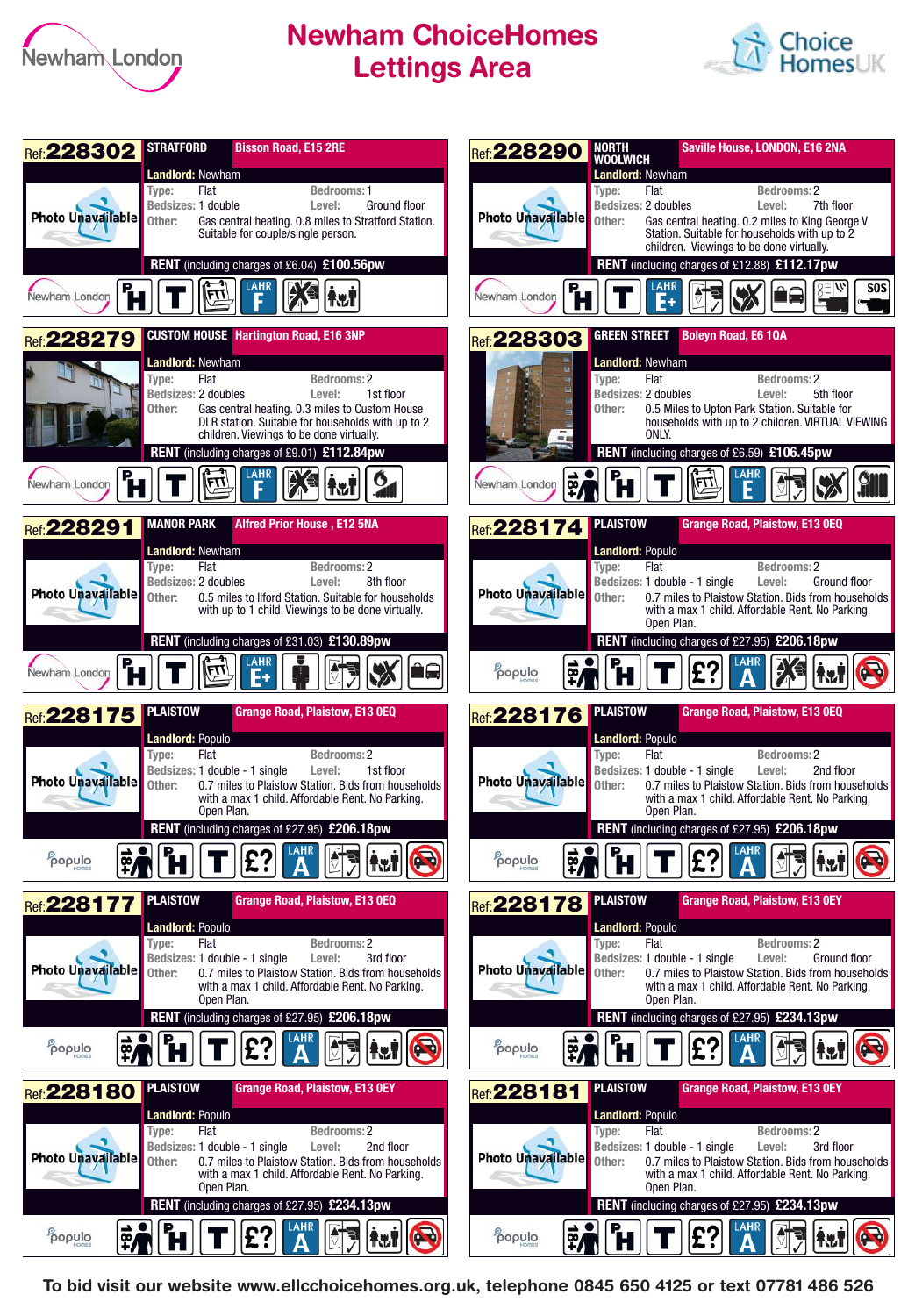# Newham ChoiceHomes Lettings Area

Newham London

Choice HomesUK

---

**Ref: 228302** — STRATFORD — Bisson Road, E15 2RE

Photo Unavailable

**Landlord:** Newham
Type: Flat — Bedrooms: 1
Bedsizes: 1 double — Level: Ground floor
Other: Gas central heating. 0.8 miles to Stratford Station. Suitable for couple/single person.

**RENT** (including charges of £6.04) **£100.56pw**

LAHR F

---

**Ref: 228290** — NORTH WOOLWICH — Saville House, LONDON, E16 2NA

Photo Unavailable

**Landlord:** Newham
Type: Flat — Bedrooms: 2
Bedsizes: 2 doubles — Level: 7th floor
Other: Gas central heating. 0.2 miles to King George V Station. Suitable for households with up to 2 children. Viewings to be done virtually.

**RENT** (including charges of £12.88) **£112.17pw**

LAHR E+

---

**Ref: 228279** — CUSTOM HOUSE — Hartington Road, E16 3NP

**Landlord:** Newham
Type: Flat — Bedrooms: 2
Bedsizes: 2 doubles — Level: 1st floor
Other: Gas central heating. 0.3 miles to Custom House DLR station. Suitable for households with up to 2 children. Viewings to be done virtually.

**RENT** (including charges of £9.01) **£112.84pw**

LAHR F

---

**Ref: 228303** — GREEN STREET — Boleyn Road, E6 1QA

**Landlord:** Newham
Type: Flat — Bedrooms: 2
Bedsizes: 2 doubles — Level: 5th floor
Other: 0.5 Miles to Upton Park Station. Suitable for households with up to 2 children. VIRTUAL VIEWING ONLY.

**RENT** (including charges of £6.59) **£106.45pw**

LAHR E

---

**Ref: 228291** — MANOR PARK — Alfred Prior House , E12 5NA

Photo Unavailable

**Landlord:** Newham
Type: Flat — Bedrooms: 2
Bedsizes: 2 doubles — Level: 8th floor
Other: 0.5 miles to Ilford Station. Suitable for households with up to 1 child. Viewings to be done virtually.

**RENT** (including charges of £31.03) **£130.89pw**

LAHR E+

---

**Ref: 228174** — PLAISTOW — Grange Road, Plaistow, E13 0EQ

Photo Unavailable

**Landlord:** Populo
Type: Flat — Bedrooms: 2
Bedsizes: 1 double - 1 single — Level: Ground floor
Other: 0.7 miles to Plaistow Station. Bids from households with a max 1 child. Affordable Rent. No Parking. Open Plan.

**RENT** (including charges of £27.95) **£206.18pw**

LAHR A

---

**Ref: 228175** — PLAISTOW — Grange Road, Plaistow, E13 0EQ

Photo Unavailable

**Landlord:** Populo
Type: Flat — Bedrooms: 2
Bedsizes: 1 double - 1 single — Level: 1st floor
Other: 0.7 miles to Plaistow Station. Bids from households with a max 1 child. Affordable Rent. No Parking. Open Plan.

**RENT** (including charges of £27.95) **£206.18pw**

LAHR A

---

**Ref: 228176** — PLAISTOW — Grange Road, Plaistow, E13 0EQ

Photo Unavailable

**Landlord:** Populo
Type: Flat — Bedrooms: 2
Bedsizes: 1 double - 1 single — Level: 2nd floor
Other: 0.7 miles to Plaistow Station. Bids from households with a max 1 child. Affordable Rent. No Parking. Open Plan.

**RENT** (including charges of £27.95) **£206.18pw**

LAHR A

---

**Ref: 228177** — PLAISTOW — Grange Road, Plaistow, E13 0EQ

Photo Unavailable

**Landlord:** Populo
Type: Flat — Bedrooms: 2
Bedsizes: 1 double - 1 single — Level: 3rd floor
Other: 0.7 miles to Plaistow Station. Bids from households with a max 1 child. Affordable Rent. No Parking. Open Plan.

**RENT** (including charges of £27.95) **£206.18pw**

LAHR A

---

**Ref: 228178** — PLAISTOW — Grange Road, Plaistow, E13 0EY

Photo Unavailable

**Landlord:** Populo
Type: Flat — Bedrooms: 2
Bedsizes: 1 double - 1 single — Level: Ground floor
Other: 0.7 miles to Plaistow Station. Bids from households with a max 1 child. Affordable Rent. No Parking. Open Plan.

**RENT** (including charges of £27.95) **£234.13pw**

LAHR A

---

**Ref: 228180** — PLAISTOW — Grange Road, Plaistow, E13 0EY

Photo Unavailable

**Landlord:** Populo
Type: Flat — Bedrooms: 2
Bedsizes: 1 double - 1 single — Level: 2nd floor
Other: 0.7 miles to Plaistow Station. Bids from households with a max 1 child. Affordable Rent. No Parking. Open Plan.

**RENT** (including charges of £27.95) **£234.13pw**

LAHR A

---

**Ref: 228181** — PLAISTOW — Grange Road, Plaistow, E13 0EY

Photo Unavailable

**Landlord:** Populo
Type: Flat — Bedrooms: 2
Bedsizes: 1 double - 1 single — Level: 3rd floor
Other: 0.7 miles to Plaistow Station. Bids from households with a max 1 child. Affordable Rent. No Parking. Open Plan.

**RENT** (including charges of £27.95) **£234.13pw**

LAHR A

---

**To bid visit our website www.ellcchoicehomes.org.uk, telephone 0845 650 4125 or text 07781 486 526**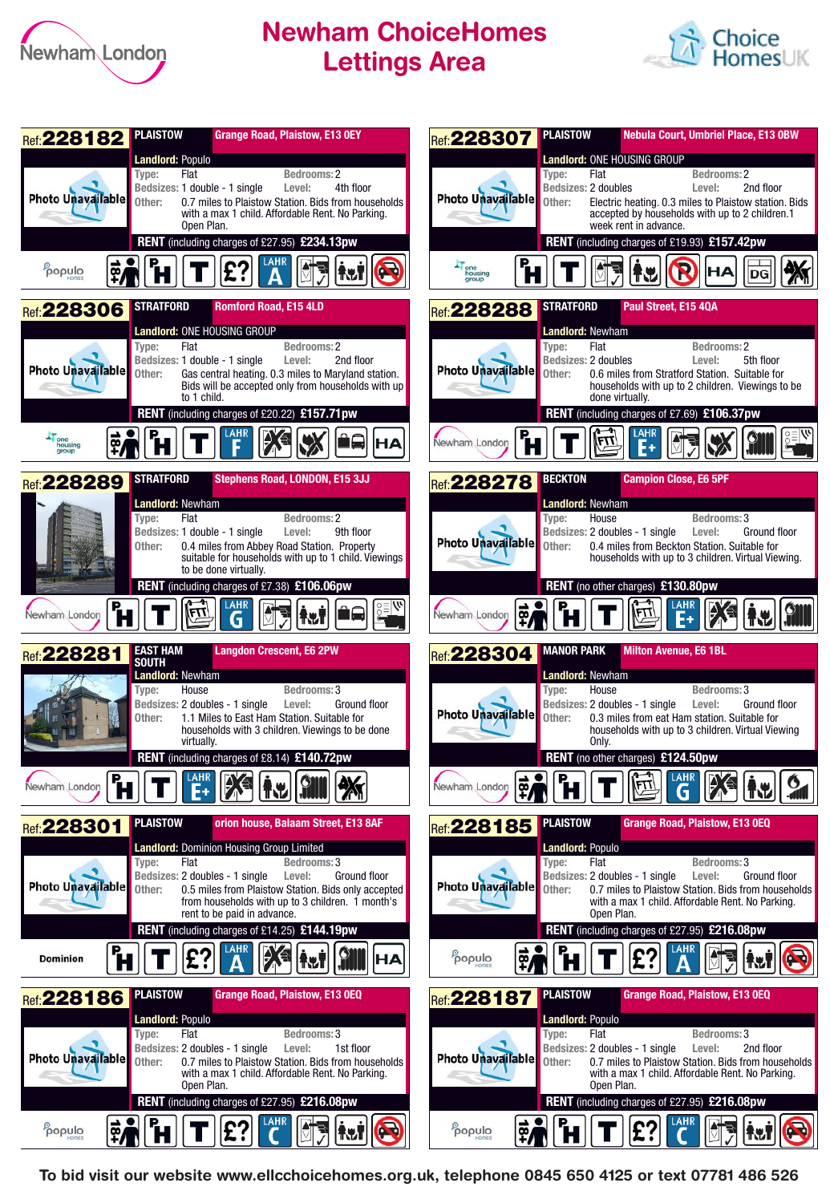# Newham ChoiceHomes Lettings Area

Newham London · Choice HomesUK

---

### Ref: 228182

**PLAISTOW** — Grange Road, Plaistow, E13 0EY

Photo Unavailable

**Landlord:** Populo

Type: Flat | Bedrooms: 2

Bedsizes: 1 double - 1 single | Level: 4th floor

Other: 0.7 miles to Plaistow Station. Bids from households with a max 1 child. Affordable Rent. No Parking. Open Plan.

**RENT** (including charges of £27.95) **£234.13pw**

LAHR A

---

### Ref: 228307

**PLAISTOW** — Nebula Court, Umbriel Place, E13 0BW

Photo Unavailable

**Landlord:** ONE HOUSING GROUP

Type: Flat | Bedrooms: 2

Bedsizes: 2 doubles | Level: 2nd floor

Other: Electric heating. 0.3 miles to Plaistow station. Bids accepted by households with up to 2 children.1 week rent in advance.

**RENT** (including charges of £19.93) **£157.42pw**

---

### Ref: 228306

**STRATFORD** — Romford Road, E15 4LD

Photo Unavailable

**Landlord:** ONE HOUSING GROUP

Type: Flat | Bedrooms: 2

Bedsizes: 1 double - 1 single | Level: 2nd floor

Other: Gas central heating. 0.3 miles to Maryland station. Bids will be accepted only from households with up to 1 child.

**RENT** (including charges of £20.22) **£157.71pw**

LAHR F

---

### Ref: 228288

**STRATFORD** — Paul Street, E15 4QA

Photo Unavailable

**Landlord:** Newham

Type: Flat | Bedrooms: 2

Bedsizes: 2 doubles | Level: 5th floor

Other: 0.6 miles from Stratford Station. Suitable for households with up to 2 children. Viewings to be done virtually.

**RENT** (including charges of £7.69) **£106.37pw**

LAHR E+

---

### Ref: 228289

**STRATFORD** — Stephens Road, LONDON, E15 3JJ

**Landlord:** Newham

Type: Flat | Bedrooms: 2

Bedsizes: 1 double - 1 single | Level: 9th floor

Other: 0.4 miles from Abbey Road Station. Property suitable for households with up to 1 child. Viewings to be done virtually.

**RENT** (including charges of £7.38) **£106.06pw**

LAHR G

---

### Ref: 228278

**BECKTON** — Campion Close, E6 5PF

Photo Unavailable

**Landlord:** Newham

Type: House | Bedrooms: 3

Bedsizes: 2 doubles - 1 single | Level: Ground floor

Other: 0.4 miles from Beckton Station. Suitable for households with up to 3 children. Virtual Viewing.

**RENT** (no other charges) **£130.80pw**

LAHR E+

---

### Ref: 228281

**EAST HAM SOUTH** — Langdon Crescent, E6 2PW

**Landlord:** Newham

Type: House | Bedrooms: 3

Bedsizes: 2 doubles - 1 single | Level: Ground floor

Other: 1.1 Miles to East Ham Station. Suitable for households with 3 children. Viewings to be done virtually.

**RENT** (including charges of £8.14) **£140.72pw**

LAHR E+

---

### Ref: 228304

**MANOR PARK** — Milton Avenue, E6 1BL

Photo Unavailable

**Landlord:** Newham

Type: House | Bedrooms: 3

Bedsizes: 2 doubles - 1 single | Level: Ground floor

Other: 0.3 miles from eat Ham station. Suitable for households with up to 3 children. Virtual Viewing Only.

**RENT** (no other charges) **£124.50pw**

LAHR G

---

### Ref: 228301

**PLAISTOW** — orion house, Balaam Street, E13 8AF

Photo Unavailable

**Landlord:** Dominion Housing Group Limited

Type: Flat | Bedrooms: 3

Bedsizes: 2 doubles - 1 single | Level: Ground floor

Other: 0.5 miles from Plaistow Station. Bids only accepted from households with up to 3 children. 1 month's rent to be paid in advance.

**RENT** (including charges of £14.25) **£144.19pw**

LAHR A

---

### Ref: 228185

**PLAISTOW** — Grange Road, Plaistow, E13 0EQ

Photo Unavailable

**Landlord:** Populo

Type: Flat | Bedrooms: 3

Bedsizes: 2 doubles - 1 single | Level: Ground floor

Other: 0.7 miles to Plaistow Station. Bids from households with a max 1 child. Affordable Rent. No Parking. Open Plan.

**RENT** (including charges of £27.95) **£216.08pw**

LAHR A

---

### Ref: 228186

**PLAISTOW** — Grange Road, Plaistow, E13 0EQ

Photo Unavailable

**Landlord:** Populo

Type: Flat | Bedrooms: 3

Bedsizes: 2 doubles - 1 single | Level: 1st floor

Other: 0.7 miles to Plaistow Station. Bids from households with a max 1 child. Affordable Rent. No Parking. Open Plan.

**RENT** (including charges of £27.95) **£216.08pw**

LAHR C

---

### Ref: 228187

**PLAISTOW** — Grange Road, Plaistow, E13 0EQ

Photo Unavailable

**Landlord:** Populo

Type: Flat | Bedrooms: 3

Bedsizes: 2 doubles - 1 single | Level: 2nd floor

Other: 0.7 miles to Plaistow Station. Bids from households with a max 1 child. Affordable Rent. No Parking. Open Plan.

**RENT** (including charges of £27.95) **£216.08pw**

LAHR C

---

**To bid visit our website www.ellcchoicehomes.org.uk, telephone 0845 650 4125 or text 07781 486 526**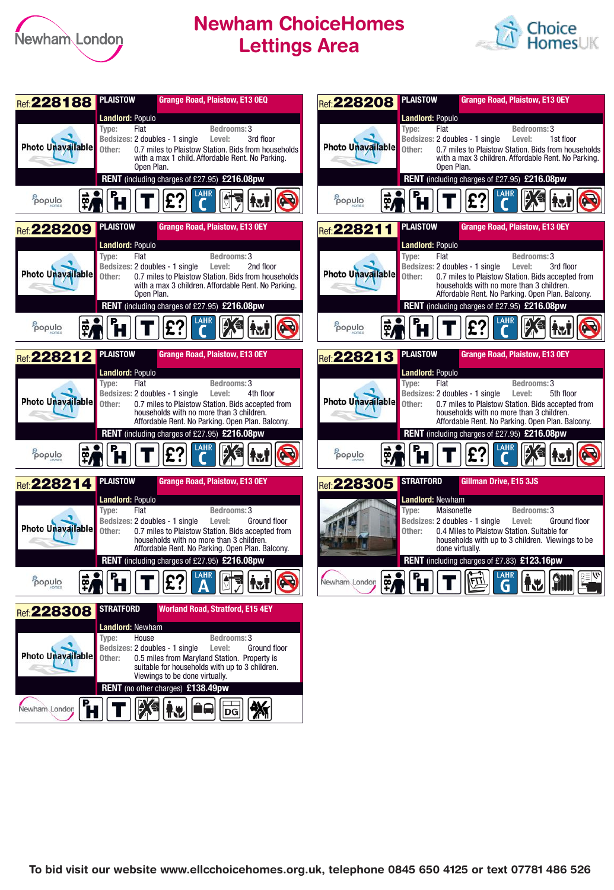# Newham ChoiceHomes Lettings Area

Newham London

Choice HomesUK

---

**Ref: 228188** — PLAISTOW — Grange Road, Plaistow, E13 0EQ

Landlord: Populo

Photo Unavailable

- Type: Flat — Bedrooms: 3
- Bedsizes: 2 doubles - 1 single — Level: 3rd floor
- Other: 0.7 miles to Plaistow Station. Bids from households with a max 1 child. Affordable Rent. No Parking. Open Plan.

**RENT** (including charges of £27.95) **£216.08pw**

populo

---

**Ref: 228208** — PLAISTOW — Grange Road, Plaistow, E13 0EY

Landlord: Populo

Photo Unavailable

- Type: Flat — Bedrooms: 3
- Bedsizes: 2 doubles - 1 single — Level: 1st floor
- Other: 0.7 miles to Plaistow Station. Bids from households with a max 3 children. Affordable Rent. No Parking. Open Plan.

**RENT** (including charges of £27.95) **£216.08pw**

populo

---

**Ref: 228209** — PLAISTOW — Grange Road, Plaistow, E13 0EY

Landlord: Populo

Photo Unavailable

- Type: Flat — Bedrooms: 3
- Bedsizes: 2 doubles - 1 single — Level: 2nd floor
- Other: 0.7 miles to Plaistow Station. Bids from households with a max 3 children. Affordable Rent. No Parking. Open Plan.

**RENT** (including charges of £27.95) **£216.08pw**

populo

---

**Ref: 228211** — PLAISTOW — Grange Road, Plaistow, E13 0EY

Landlord: Populo

Photo Unavailable

- Type: Flat — Bedrooms: 3
- Bedsizes: 2 doubles - 1 single — Level: 3rd floor
- Other: 0.7 miles to Plaistow Station. Bids accepted from households with no more than 3 children. Affordable Rent. No Parking. Open Plan. Balcony.

**RENT** (including charges of £27.95) **£216.08pw**

populo

---

**Ref: 228212** — PLAISTOW — Grange Road, Plaistow, E13 0EY

Landlord: Populo

Photo Unavailable

- Type: Flat — Bedrooms: 3
- Bedsizes: 2 doubles - 1 single — Level: 4th floor
- Other: 0.7 miles to Plaistow Station. Bids accepted from households with no more than 3 children. Affordable Rent. No Parking. Open Plan. Balcony.

**RENT** (including charges of £27.95) **£216.08pw**

populo

---

**Ref: 228213** — PLAISTOW — Grange Road, Plaistow, E13 0EY

Landlord: Populo

Photo Unavailable

- Type: Flat — Bedrooms: 3
- Bedsizes: 2 doubles - 1 single — Level: 5th floor
- Other: 0.7 miles to Plaistow Station. Bids accepted from households with no more than 3 children. Affordable Rent. No Parking. Open Plan. Balcony.

**RENT** (including charges of £27.95) **£216.08pw**

populo

---

**Ref: 228214** — PLAISTOW — Grange Road, Plaistow, E13 0EY

Landlord: Populo

Photo Unavailable

- Type: Flat — Bedrooms: 3
- Bedsizes: 2 doubles - 1 single — Level: Ground floor
- Other: 0.7 miles to Plaistow Station. Bids accepted from households with no more than 3 children. Affordable Rent. No Parking. Open Plan. Balcony.

**RENT** (including charges of £27.95) **£216.08pw**

populo

---

**Ref: 228305** — STRATFORD — Gillman Drive, E15 3JS

Landlord: Newham

- Type: Maisonette — Bedrooms: 3
- Bedsizes: 2 doubles - 1 single — Level: Ground floor
- Other: 0.4 Miles to Plaistow Station. Suitable for households with up to 3 children. Viewings to be done virtually.

**RENT** (including charges of £7.83) **£123.16pw**

Newham London

---

**Ref: 228308** — STRATFORD — Worland Road, Stratford, E15 4EY

Landlord: Newham

Photo Unavailable

- Type: House — Bedrooms: 3
- Bedsizes: 2 doubles - 1 single — Level: Ground floor
- Other: 0.5 miles from Maryland Station. Property is suitable for households with up to 3 children. Viewings to be done virtually.

**RENT** (no other charges) **£138.49pw**

Newham London

---

To bid visit our website www.ellcchoicehomes.org.uk, telephone 0845 650 4125 or text 07781 486 526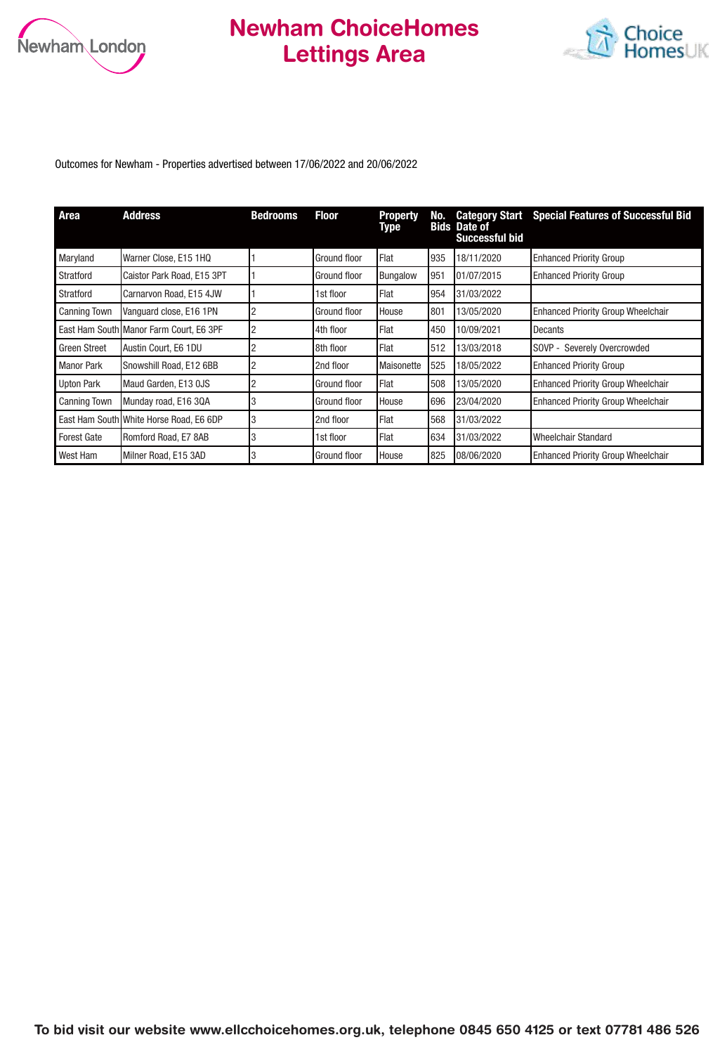# Newham ChoiceHomes Lettings Area

Outcomes for Newham - Properties advertised between 17/06/2022 and 20/06/2022

| Area | Address | Bedrooms | Floor | Property Type | No. Bids | Category Start Date of Successful bid | Special Features of Successful Bid |
|---|---|---|---|---|---|---|---|
| Maryland | Warner Close, E15 1HQ | 1 | Ground floor | Flat | 935 | 18/11/2020 | Enhanced Priority Group |
| Stratford | Caistor Park Road, E15 3PT | 1 | Ground floor | Bungalow | 951 | 01/07/2015 | Enhanced Priority Group |
| Stratford | Carnarvon Road, E15 4JW | 1 | 1st floor | Flat | 954 | 31/03/2022 | |
| Canning Town | Vanguard close, E16 1PN | 2 | Ground floor | House | 801 | 13/05/2020 | Enhanced Priority Group Wheelchair |
| East Ham South | Manor Farm Court, E6 3PF | 2 | 4th floor | Flat | 450 | 10/09/2021 | Decants |
| Green Street | Austin Court, E6 1DU | 2 | 8th floor | Flat | 512 | 13/03/2018 | SOVP - Severely Overcrowded |
| Manor Park | Snowshill Road, E12 6BB | 2 | 2nd floor | Maisonette | 525 | 18/05/2022 | Enhanced Priority Group |
| Upton Park | Maud Garden, E13 0JS | 2 | Ground floor | Flat | 508 | 13/05/2020 | Enhanced Priority Group Wheelchair |
| Canning Town | Munday road, E16 3QA | 3 | Ground floor | House | 696 | 23/04/2020 | Enhanced Priority Group Wheelchair |
| East Ham South | White Horse Road, E6 6DP | 3 | 2nd floor | Flat | 568 | 31/03/2022 | |
| Forest Gate | Romford Road, E7 8AB | 3 | 1st floor | Flat | 634 | 31/03/2022 | Wheelchair Standard |
| West Ham | Milner Road, E15 3AD | 3 | Ground floor | House | 825 | 08/06/2020 | Enhanced Priority Group Wheelchair |

**To bid visit our website www.ellcchoicehomes.org.uk, telephone 0845 650 4125 or text 07781 486 526**